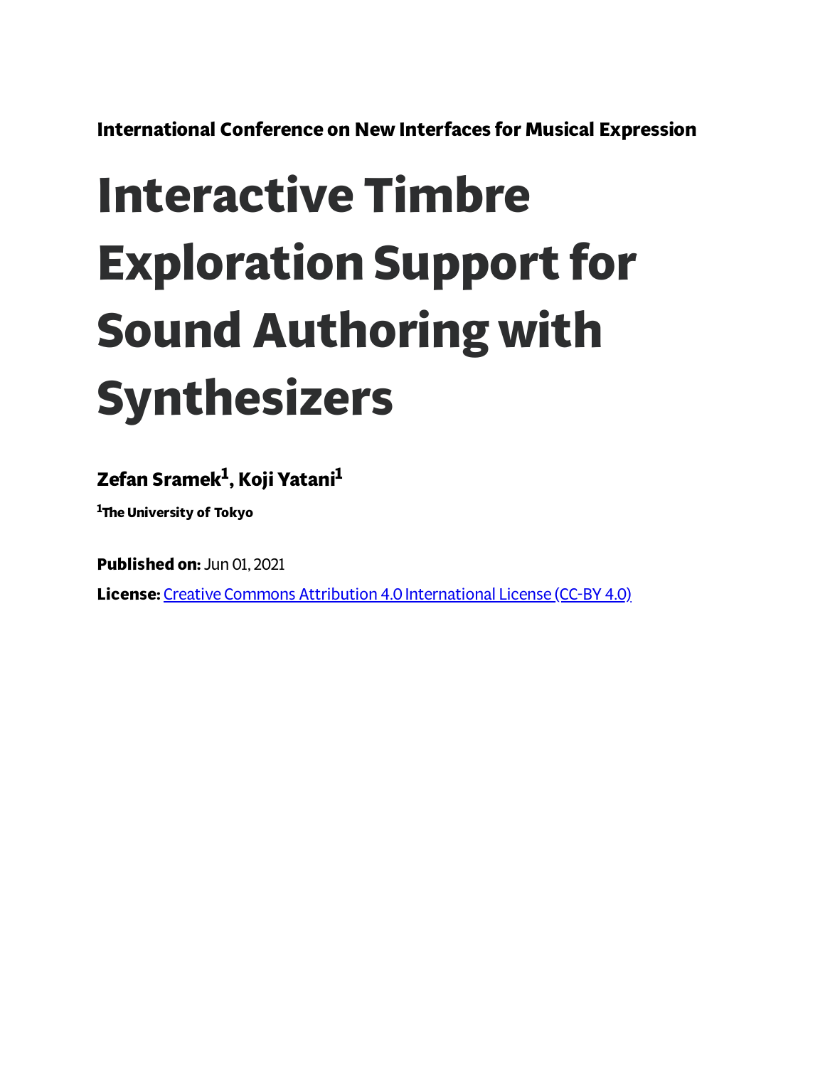**International Conference on New Interfaces for Musical Expression**

# Interactive Timbre Exploration Support for Sound Authoring with Synthesizers

**Zefan Sramek[1], Koji Yatani[1]**

[1]The University of Tokyo

**Published on:** Jun 01, 2021

**License:** Creative Commons Attribution 4.0 International License (CC-BY 4.0)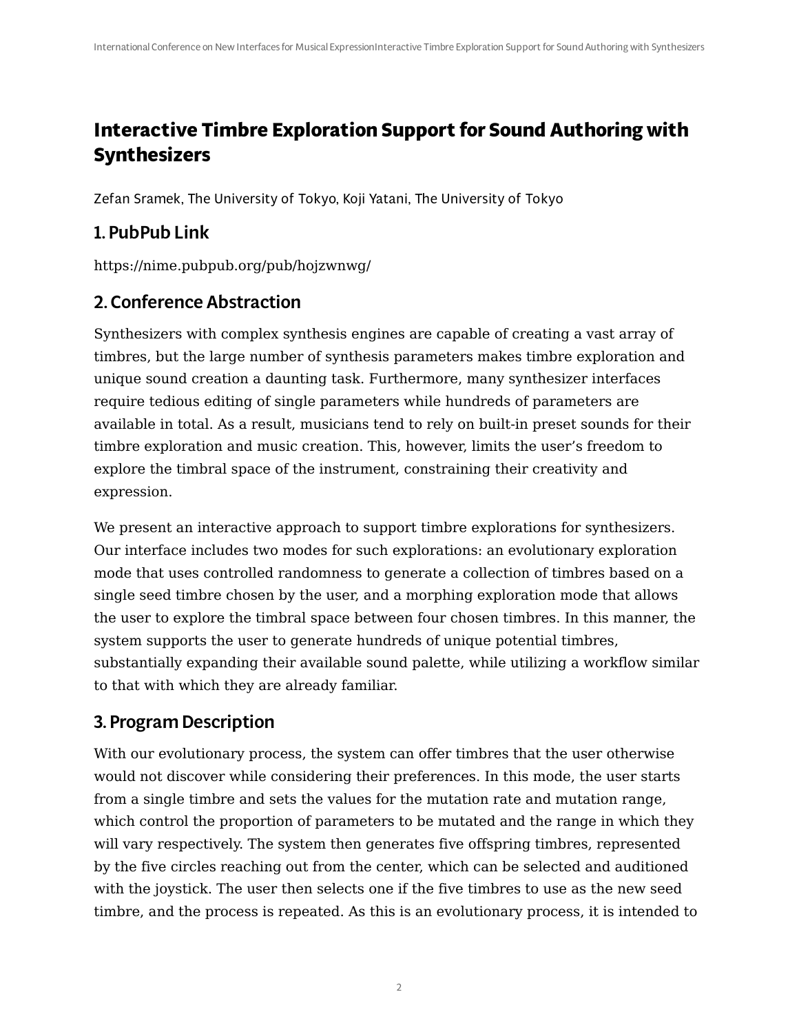# Interactive Timbre Exploration Support for Sound Authoring with Synthesizers

Zefan Sramek, The University of Tokyo, Koji Yatani, The University of Tokyo

## 1. PubPub Link

https://nime.pubpub.org/pub/hojzwnwg/

## 2. Conference Abstraction

Synthesizers with complex synthesis engines are capable of creating a vast array of timbres, but the large number of synthesis parameters makes timbre exploration and unique sound creation a daunting task. Furthermore, many synthesizer interfaces require tedious editing of single parameters while hundreds of parameters are available in total. As a result, musicians tend to rely on built-in preset sounds for their timbre exploration and music creation. This, however, limits the user's freedom to explore the timbral space of the instrument, constraining their creativity and expression.

We present an interactive approach to support timbre explorations for synthesizers. Our interface includes two modes for such explorations: an evolutionary exploration mode that uses controlled randomness to generate a collection of timbres based on a single seed timbre chosen by the user, and a morphing exploration mode that allows the user to explore the timbral space between four chosen timbres. In this manner, the system supports the user to generate hundreds of unique potential timbres, substantially expanding their available sound palette, while utilizing a workflow similar to that with which they are already familiar.

## 3. Program Description

With our evolutionary process, the system can offer timbres that the user otherwise would not discover while considering their preferences. In this mode, the user starts from a single timbre and sets the values for the mutation rate and mutation range, which control the proportion of parameters to be mutated and the range in which they will vary respectively. The system then generates five offspring timbres, represented by the five circles reaching out from the center, which can be selected and auditioned with the joystick. The user then selects one if the five timbres to use as the new seed timbre, and the process is repeated. As this is an evolutionary process, it is intended to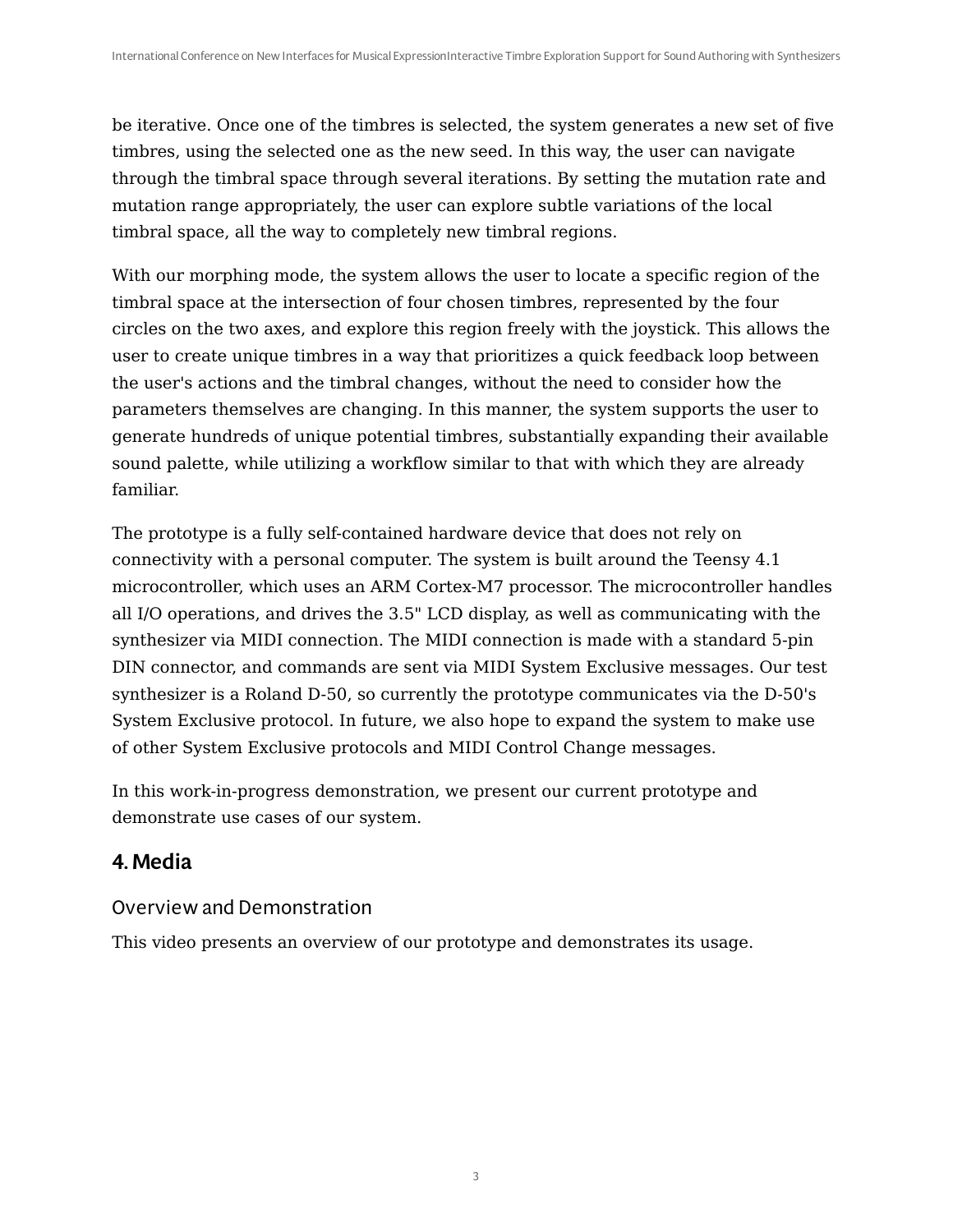be iterative. Once one of the timbres is selected, the system generates a new set of five timbres, using the selected one as the new seed. In this way, the user can navigate through the timbral space through several iterations. By setting the mutation rate and mutation range appropriately, the user can explore subtle variations of the local timbral space, all the way to completely new timbral regions.

With our morphing mode, the system allows the user to locate a specific region of the timbral space at the intersection of four chosen timbres, represented by the four circles on the two axes, and explore this region freely with the joystick. This allows the user to create unique timbres in a way that prioritizes a quick feedback loop between the user's actions and the timbral changes, without the need to consider how the parameters themselves are changing. In this manner, the system supports the user to generate hundreds of unique potential timbres, substantially expanding their available sound palette, while utilizing a workflow similar to that with which they are already familiar.

The prototype is a fully self-contained hardware device that does not rely on connectivity with a personal computer. The system is built around the Teensy 4.1 microcontroller, which uses an ARM Cortex-M7 processor. The microcontroller handles all I/O operations, and drives the 3.5" LCD display, as well as communicating with the synthesizer via MIDI connection. The MIDI connection is made with a standard 5-pin DIN connector, and commands are sent via MIDI System Exclusive messages. Our test synthesizer is a Roland D-50, so currently the prototype communicates via the D-50's System Exclusive protocol. In future, we also hope to expand the system to make use of other System Exclusive protocols and MIDI Control Change messages.

In this work-in-progress demonstration, we present our current prototype and demonstrate use cases of our system.

## 4. Media

### Overview and Demonstration

This video presents an overview of our prototype and demonstrates its usage.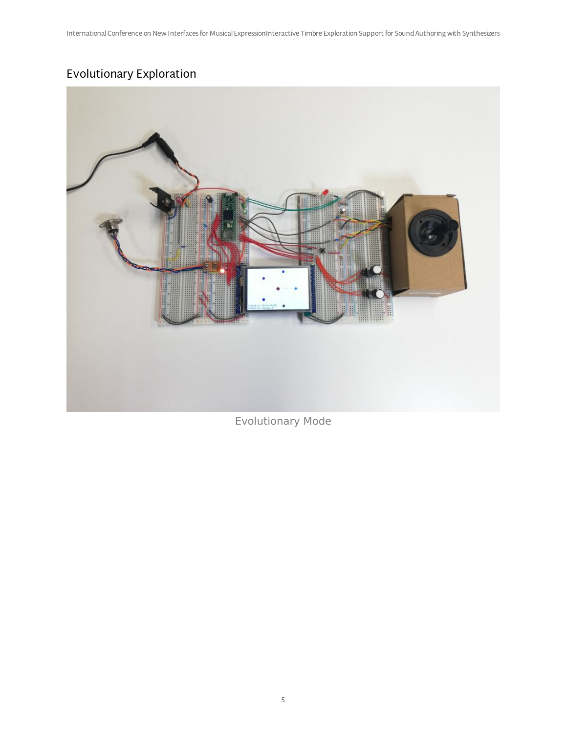## Evolutionary Exploration

Evolutionary Mode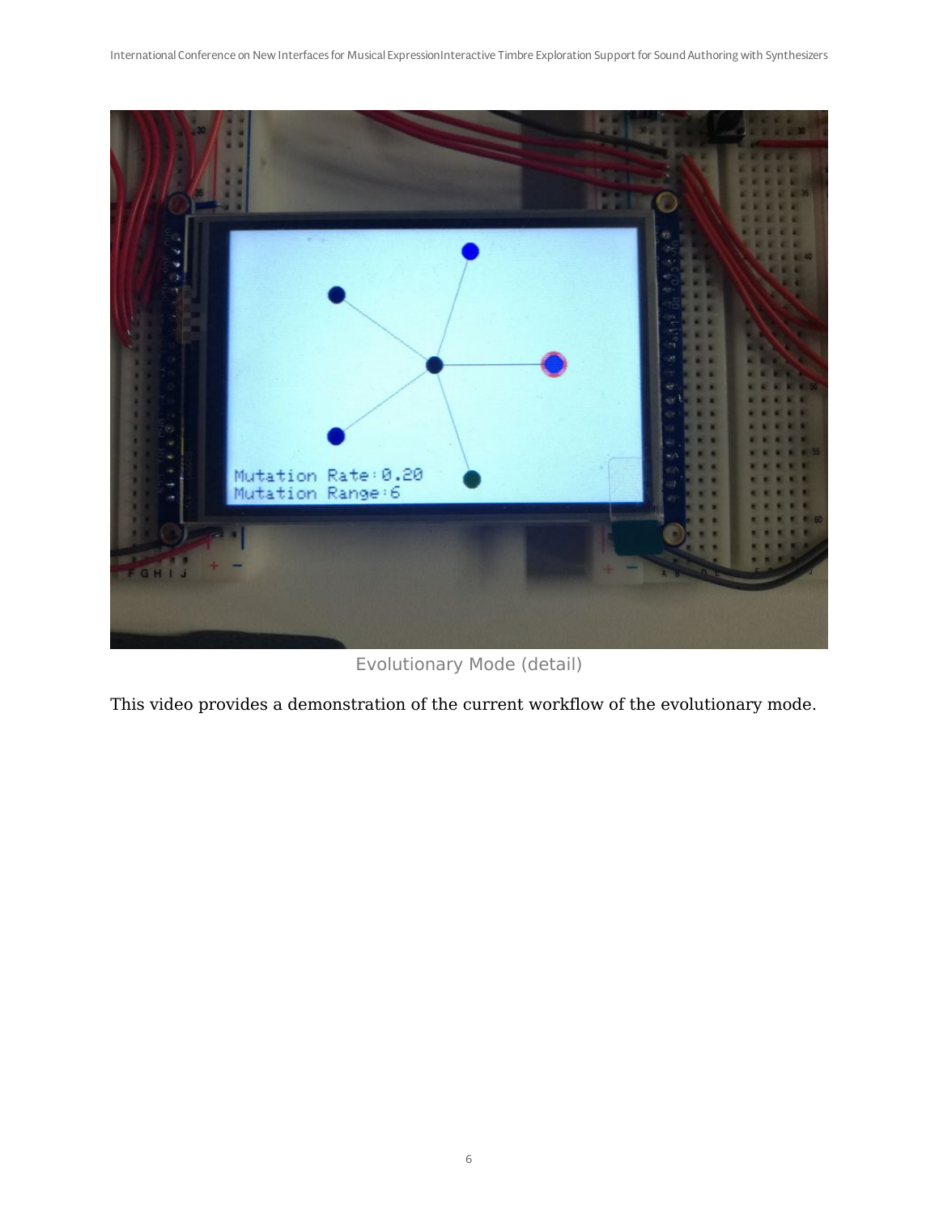Evolutionary Mode (detail)

This video provides a demonstration of the current workflow of the evolutionary mode.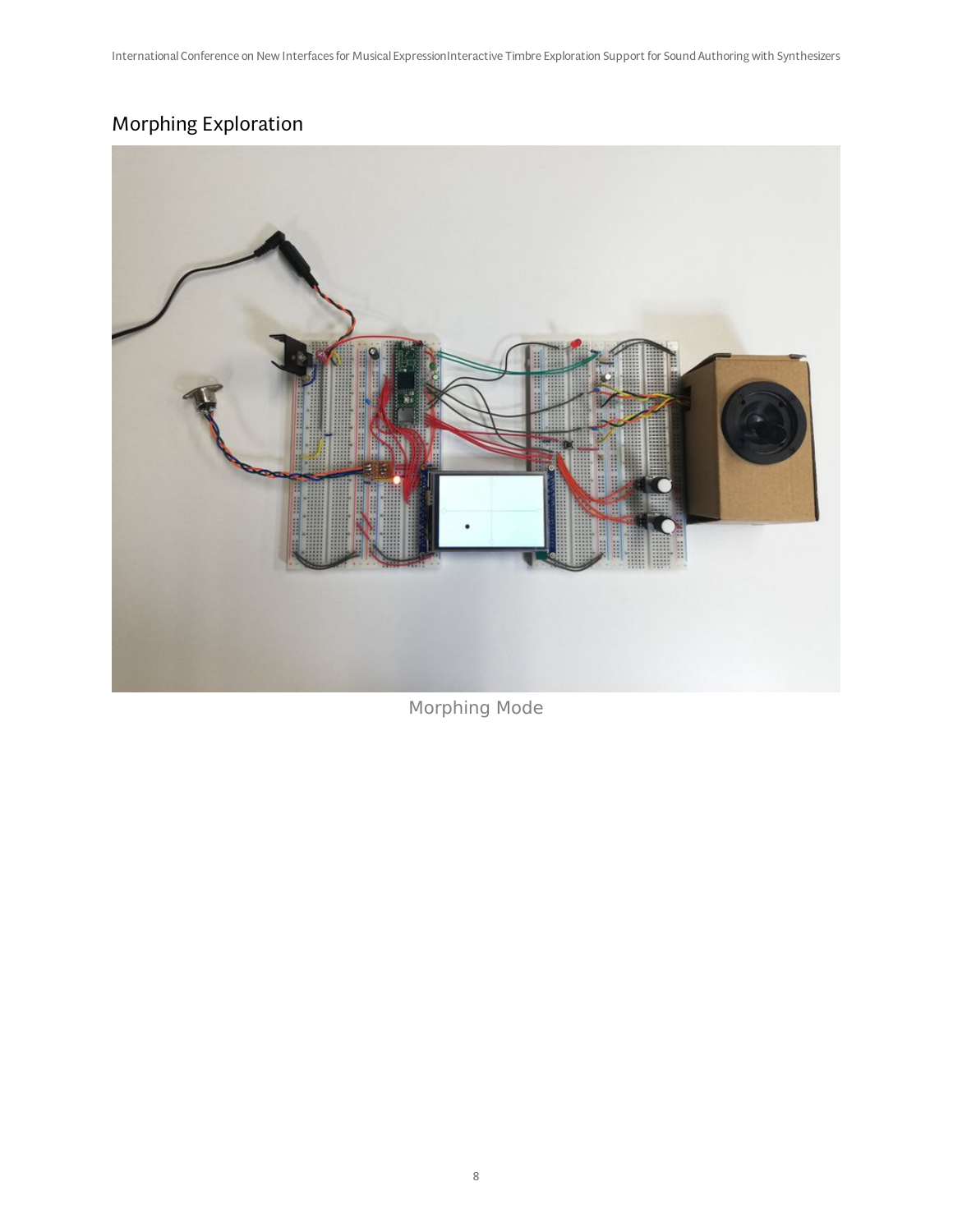## Morphing Exploration

Morphing Mode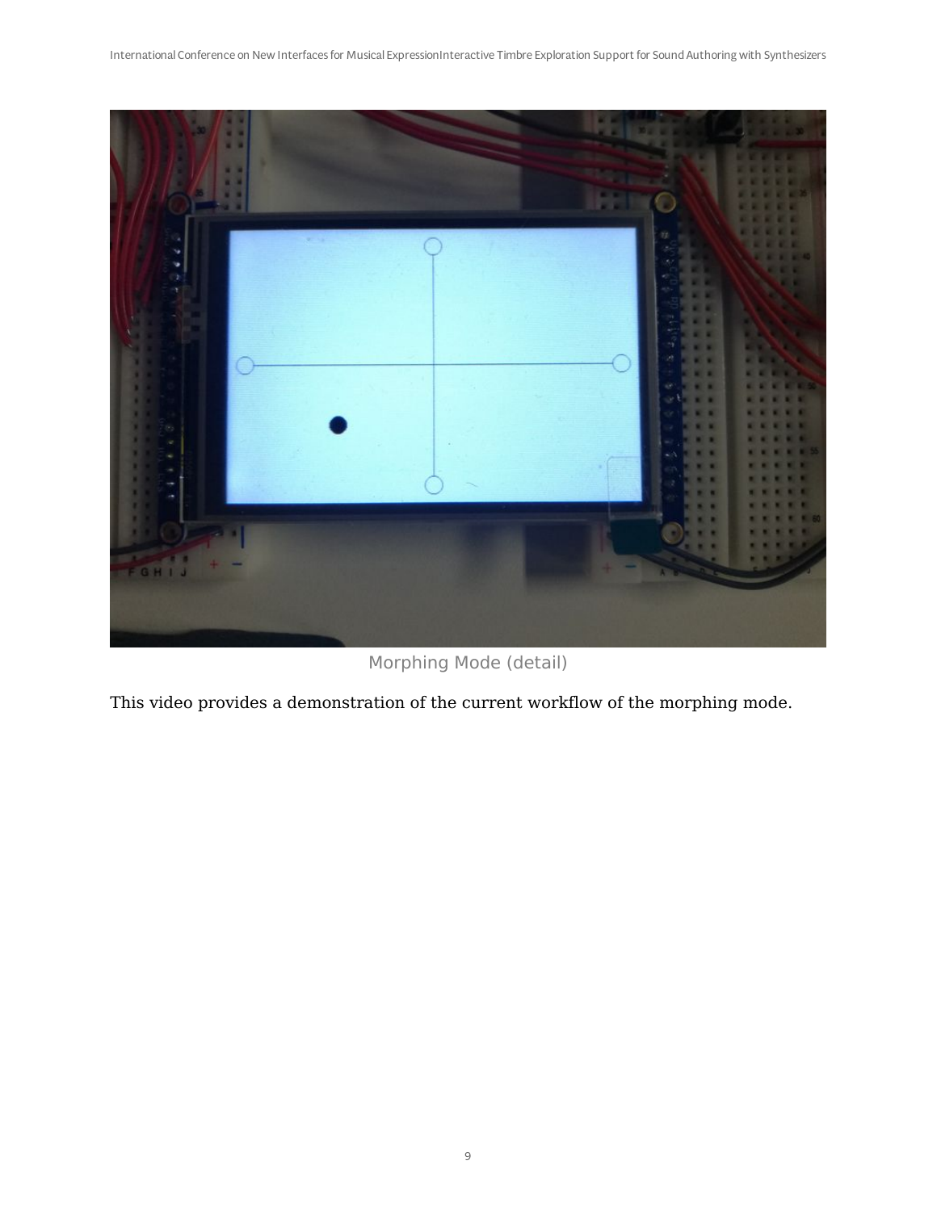Morphing Mode (detail)

This video provides a demonstration of the current workflow of the morphing mode.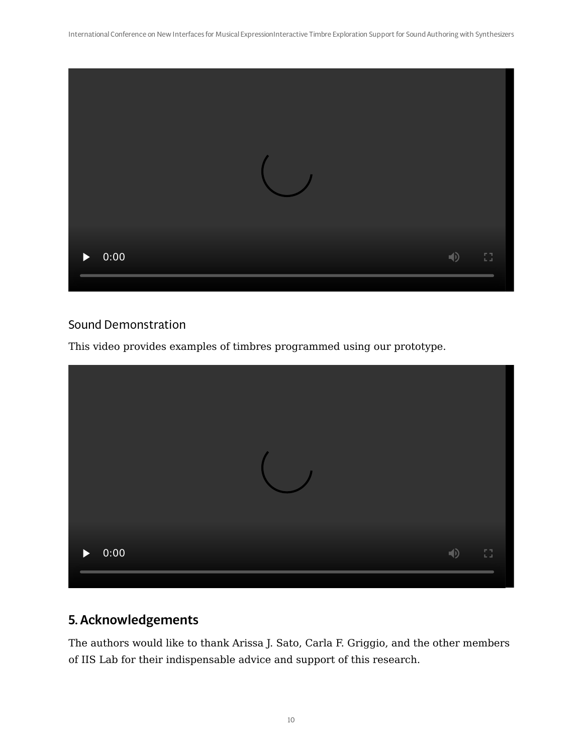Sound Demonstration

This video provides examples of timbres programmed using our prototype.

## 5. Acknowledgements

The authors would like to thank Arissa J. Sato, Carla F. Griggio, and the other members of IIS Lab for their indispensable advice and support of this research.